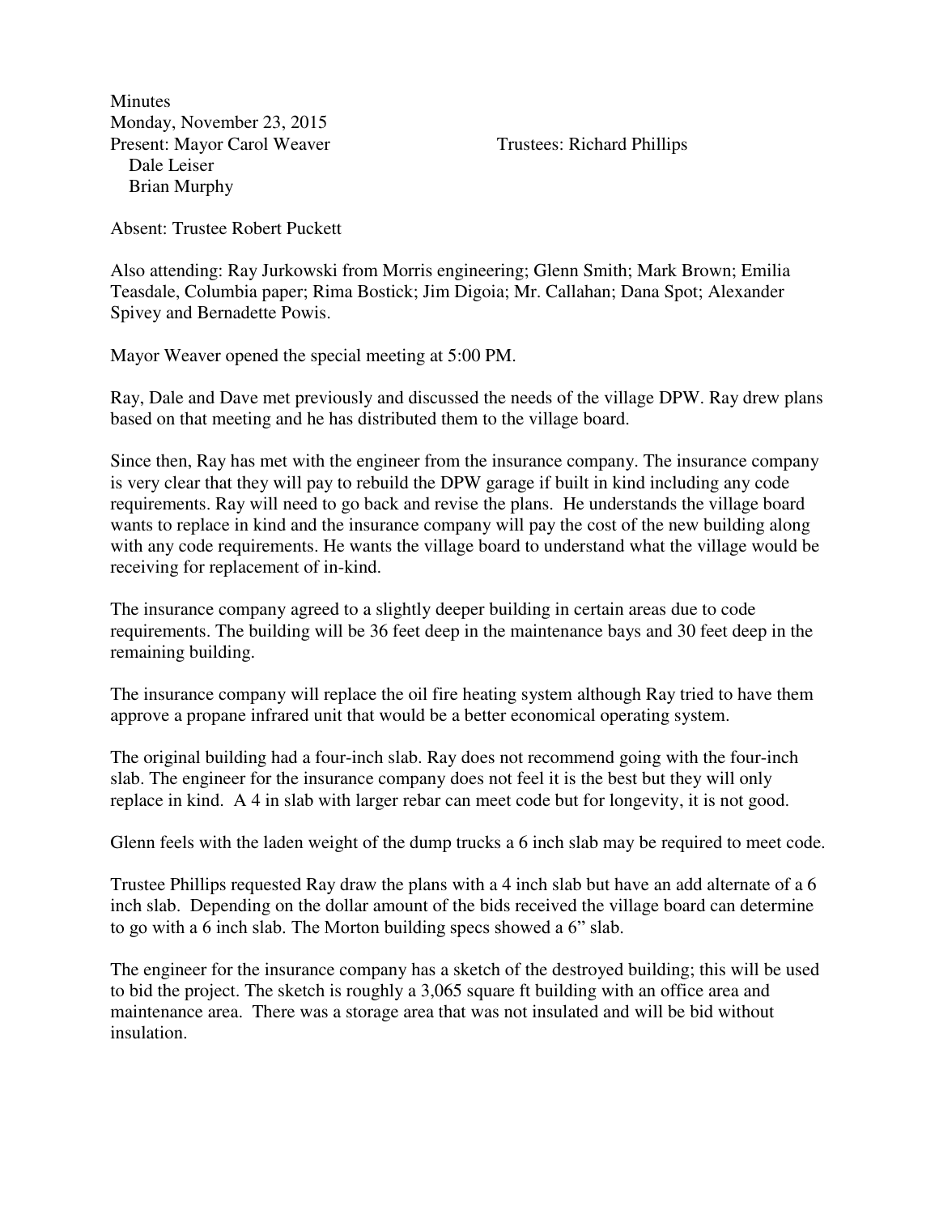Minutes
Monday, November 23, 2015
Present: Mayor Carol Weaver Trustees: Richard Phillips
Dale Leiser
Brian Murphy

Absent: Trustee Robert Puckett

Also attending: Ray Jurkowski from Morris engineering; Glenn Smith; Mark Brown; Emilia Teasdale, Columbia paper; Rima Bostick; Jim Digoia; Mr. Callahan; Dana Spot; Alexander Spivey and Bernadette Powis.

Mayor Weaver opened the special meeting at 5:00 PM.

Ray, Dale and Dave met previously and discussed the needs of the village DPW. Ray drew plans based on that meeting and he has distributed them to the village board.

Since then, Ray has met with the engineer from the insurance company. The insurance company is very clear that they will pay to rebuild the DPW garage if built in kind including any code requirements. Ray will need to go back and revise the plans. He understands the village board wants to replace in kind and the insurance company will pay the cost of the new building along with any code requirements. He wants the village board to understand what the village would be receiving for replacement of in-kind.

The insurance company agreed to a slightly deeper building in certain areas due to code requirements. The building will be 36 feet deep in the maintenance bays and 30 feet deep in the remaining building.

The insurance company will replace the oil fire heating system although Ray tried to have them approve a propane infrared unit that would be a better economical operating system.

The original building had a four-inch slab. Ray does not recommend going with the four-inch slab. The engineer for the insurance company does not feel it is the best but they will only replace in kind. A 4 in slab with larger rebar can meet code but for longevity, it is not good.

Glenn feels with the laden weight of the dump trucks a 6 inch slab may be required to meet code.

Trustee Phillips requested Ray draw the plans with a 4 inch slab but have an add alternate of a 6 inch slab. Depending on the dollar amount of the bids received the village board can determine to go with a 6 inch slab. The Morton building specs showed a 6" slab.

The engineer for the insurance company has a sketch of the destroyed building; this will be used to bid the project. The sketch is roughly a 3,065 square ft building with an office area and maintenance area. There was a storage area that was not insulated and will be bid without insulation.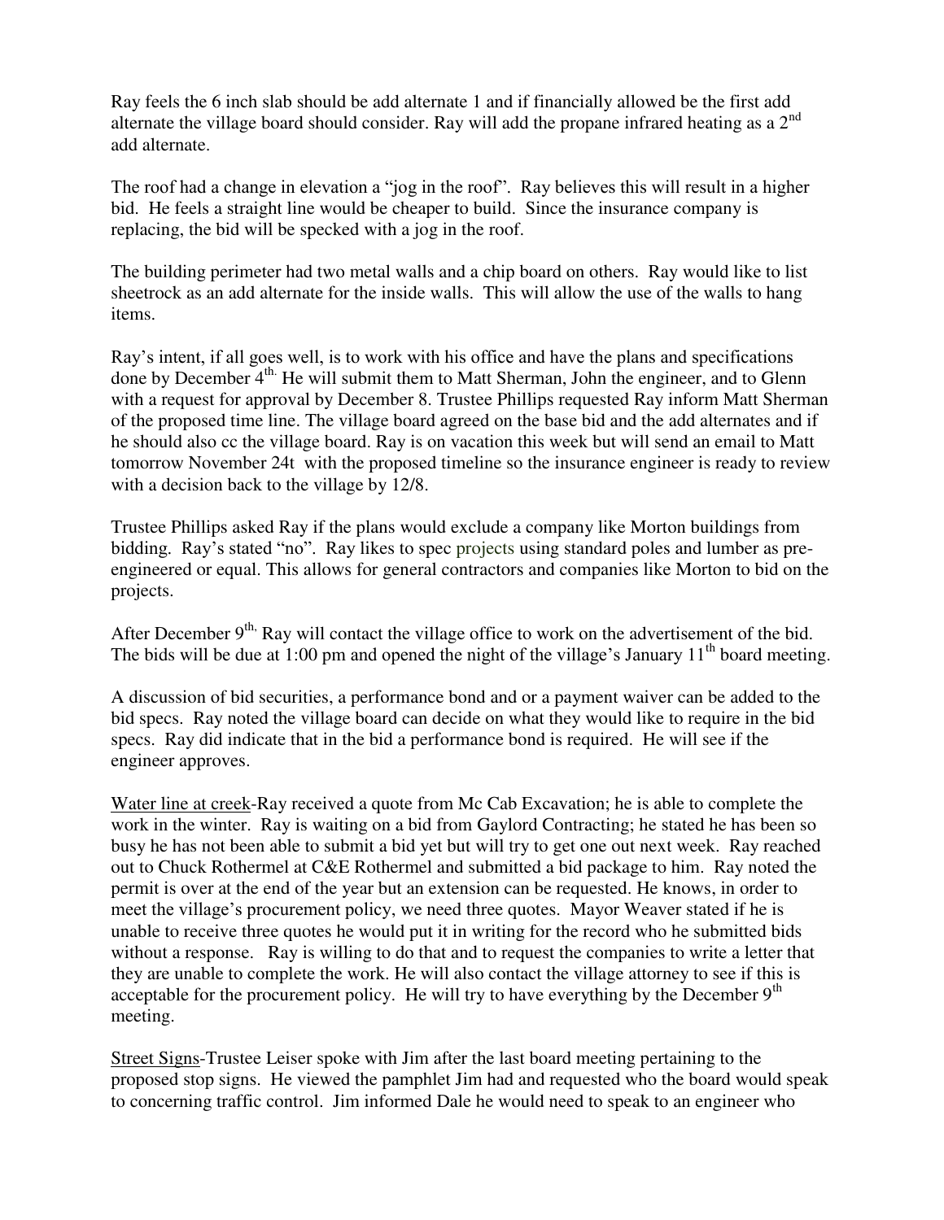Ray feels the 6 inch slab should be add alternate 1 and if financially allowed be the first add alternate the village board should consider. Ray will add the propane infrared heating as a 2nd add alternate.

The roof had a change in elevation a "jog in the roof". Ray believes this will result in a higher bid. He feels a straight line would be cheaper to build. Since the insurance company is replacing, the bid will be specked with a jog in the roof.

The building perimeter had two metal walls and a chip board on others. Ray would like to list sheetrock as an add alternate for the inside walls. This will allow the use of the walls to hang items.

Ray's intent, if all goes well, is to work with his office and have the plans and specifications done by December 4th. He will submit them to Matt Sherman, John the engineer, and to Glenn with a request for approval by December 8. Trustee Phillips requested Ray inform Matt Sherman of the proposed time line. The village board agreed on the base bid and the add alternates and if he should also cc the village board. Ray is on vacation this week but will send an email to Matt tomorrow November 24t with the proposed timeline so the insurance engineer is ready to review with a decision back to the village by 12/8.

Trustee Phillips asked Ray if the plans would exclude a company like Morton buildings from bidding. Ray's stated "no". Ray likes to spec projects using standard poles and lumber as pre-engineered or equal. This allows for general contractors and companies like Morton to bid on the projects.

After December 9th, Ray will contact the village office to work on the advertisement of the bid. The bids will be due at 1:00 pm and opened the night of the village's January 11th board meeting.

A discussion of bid securities, a performance bond and or a payment waiver can be added to the bid specs. Ray noted the village board can decide on what they would like to require in the bid specs. Ray did indicate that in the bid a performance bond is required. He will see if the engineer approves.

Water line at creek-Ray received a quote from Mc Cab Excavation; he is able to complete the work in the winter. Ray is waiting on a bid from Gaylord Contracting; he stated he has been so busy he has not been able to submit a bid yet but will try to get one out next week. Ray reached out to Chuck Rothermel at C&E Rothermel and submitted a bid package to him. Ray noted the permit is over at the end of the year but an extension can be requested. He knows, in order to meet the village's procurement policy, we need three quotes. Mayor Weaver stated if he is unable to receive three quotes he would put it in writing for the record who he submitted bids without a response. Ray is willing to do that and to request the companies to write a letter that they are unable to complete the work. He will also contact the village attorney to see if this is acceptable for the procurement policy. He will try to have everything by the December 9th meeting.

Street Signs-Trustee Leiser spoke with Jim after the last board meeting pertaining to the proposed stop signs. He viewed the pamphlet Jim had and requested who the board would speak to concerning traffic control. Jim informed Dale he would need to speak to an engineer who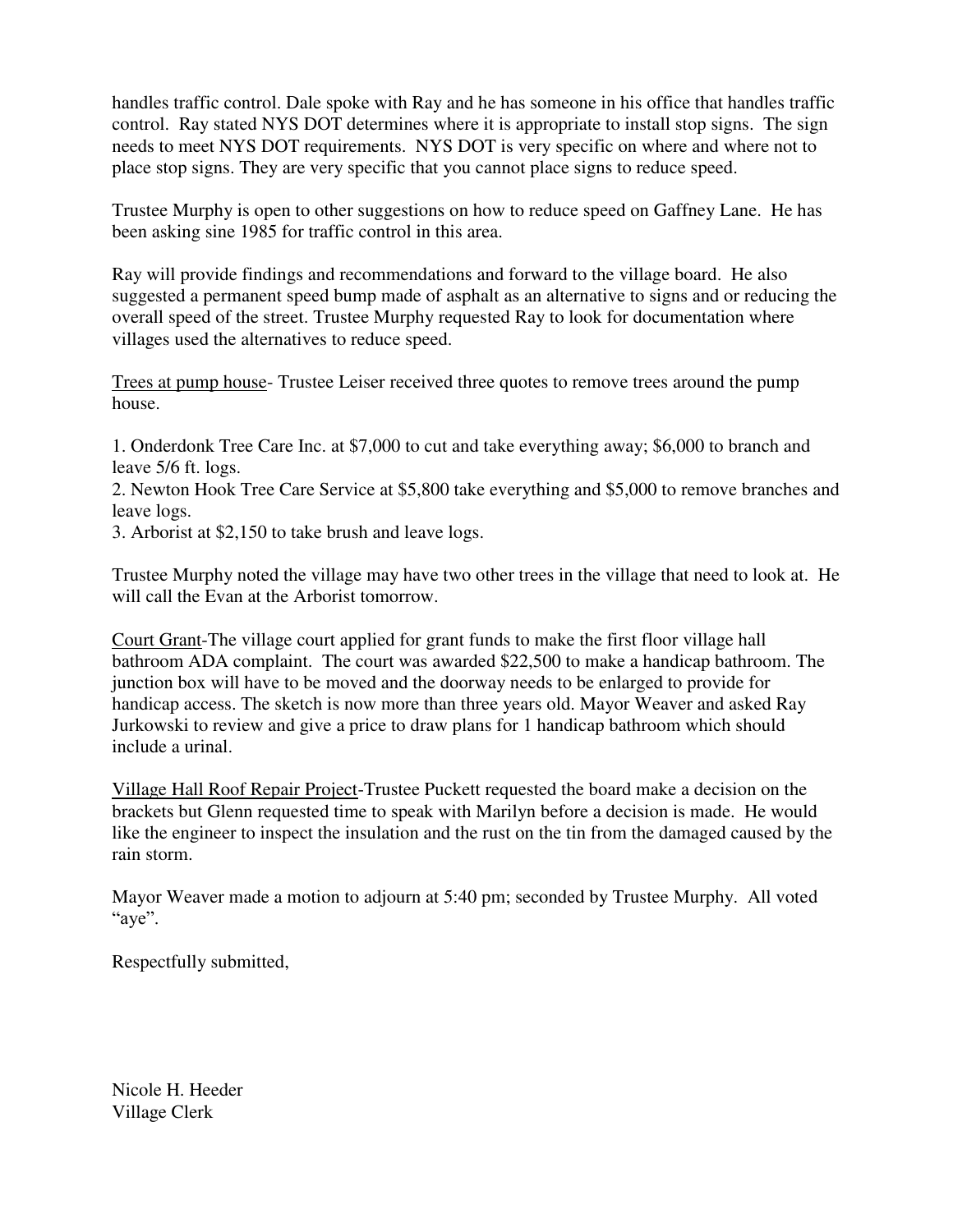handles traffic control. Dale spoke with Ray and he has someone in his office that handles traffic control. Ray stated NYS DOT determines where it is appropriate to install stop signs. The sign needs to meet NYS DOT requirements. NYS DOT is very specific on where and where not to place stop signs. They are very specific that you cannot place signs to reduce speed.

Trustee Murphy is open to other suggestions on how to reduce speed on Gaffney Lane. He has been asking sine 1985 for traffic control in this area.

Ray will provide findings and recommendations and forward to the village board. He also suggested a permanent speed bump made of asphalt as an alternative to signs and or reducing the overall speed of the street. Trustee Murphy requested Ray to look for documentation where villages used the alternatives to reduce speed.

<u>Trees at pump house</u>- Trustee Leiser received three quotes to remove trees around the pump house.

1. Onderdonk Tree Care Inc. at $7,000 to cut and take everything away; $6,000 to branch and leave 5/6 ft. logs.
2. Newton Hook Tree Care Service at $5,800 take everything and $5,000 to remove branches and leave logs.
3. Arborist at $2,150 to take brush and leave logs.

Trustee Murphy noted the village may have two other trees in the village that need to look at. He will call the Evan at the Arborist tomorrow.

<u>Court Grant</u>-The village court applied for grant funds to make the first floor village hall bathroom ADA complaint. The court was awarded $22,500 to make a handicap bathroom. The junction box will have to be moved and the doorway needs to be enlarged to provide for handicap access. The sketch is now more than three years old. Mayor Weaver and asked Ray Jurkowski to review and give a price to draw plans for 1 handicap bathroom which should include a urinal.

<u>Village Hall Roof Repair Project</u>-Trustee Puckett requested the board make a decision on the brackets but Glenn requested time to speak with Marilyn before a decision is made. He would like the engineer to inspect the insulation and the rust on the tin from the damaged caused by the rain storm.

Mayor Weaver made a motion to adjourn at 5:40 pm; seconded by Trustee Murphy. All voted "aye".

Respectfully submitted,

Nicole H. Heeder
Village Clerk